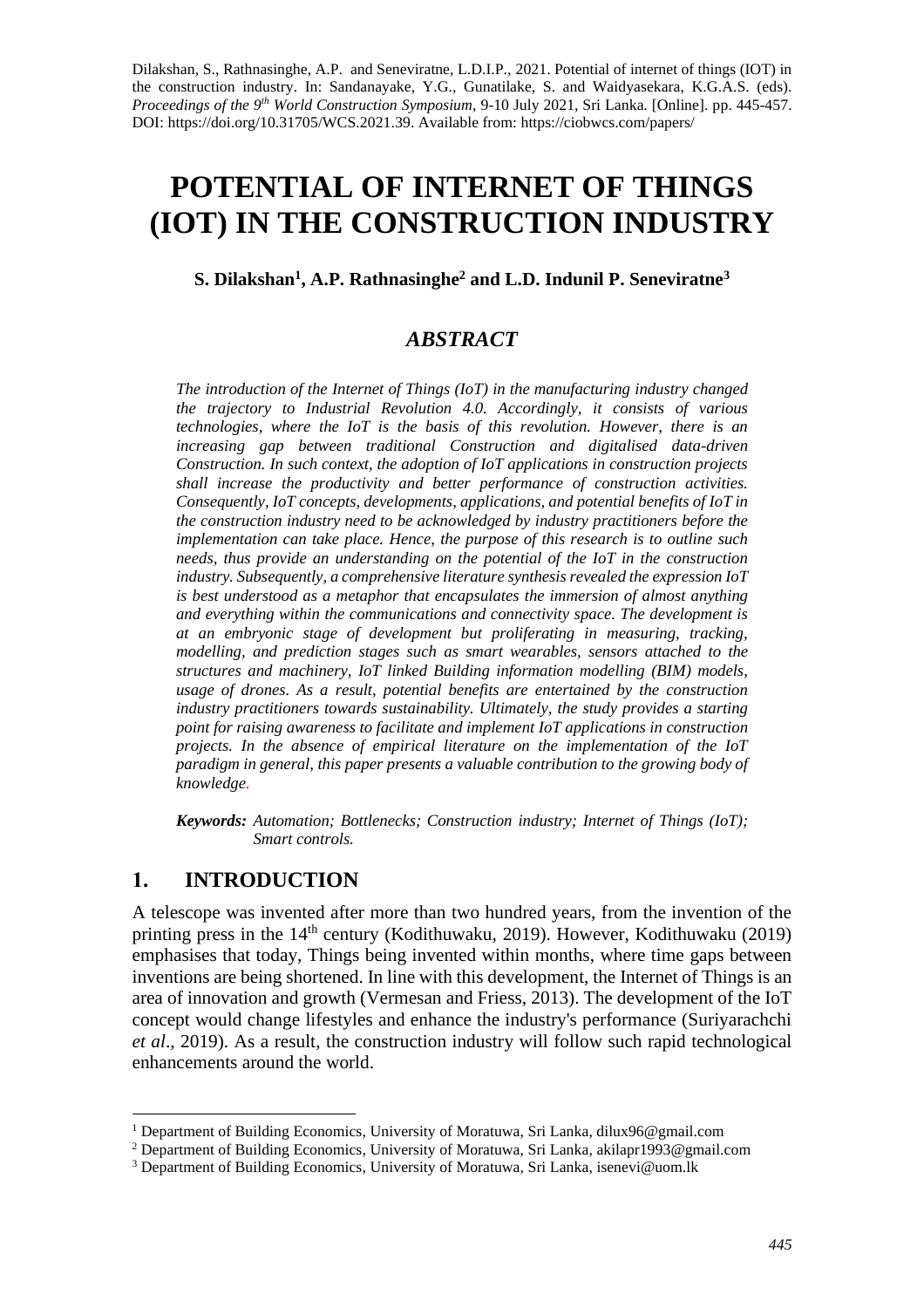Dilakshan, S., Rathnasinghe, A.P. and Seneviratne, L.D.I.P., 2021. Potential of internet of things (IOT) in the construction industry. In: Sandanayake, Y.G., Gunatilake, S. and Waidyasekara, K.G.A.S. (eds). *Proceedings of the 9th World Construction Symposium*, 9-10 July 2021, Sri Lanka. [Online]. pp. 445-457. DOI: https://doi.org/10.31705/WCS.2021.39. Available from: https://ciobwcs.com/papers/

# POTENTIAL OF INTERNET OF THINGS (IOT) IN THE CONSTRUCTION INDUSTRY

**S. Dilakshan[1], A.P. Rathnasinghe[2] and L.D. Indunil P. Seneviratne[3]**

## *ABSTRACT*

*The introduction of the Internet of Things (IoT) in the manufacturing industry changed the trajectory to Industrial Revolution 4.0. Accordingly, it consists of various technologies, where the IoT is the basis of this revolution. However, there is an increasing gap between traditional Construction and digitalised data-driven Construction. In such context, the adoption of IoT applications in construction projects shall increase the productivity and better performance of construction activities. Consequently, IoT concepts, developments, applications, and potential benefits of IoT in the construction industry need to be acknowledged by industry practitioners before the implementation can take place. Hence, the purpose of this research is to outline such needs, thus provide an understanding on the potential of the IoT in the construction industry. Subsequently, a comprehensive literature synthesis revealed the expression IoT is best understood as a metaphor that encapsulates the immersion of almost anything and everything within the communications and connectivity space. The development is at an embryonic stage of development but proliferating in measuring, tracking, modelling, and prediction stages such as smart wearables, sensors attached to the structures and machinery, IoT linked Building information modelling (BIM) models, usage of drones. As a result, potential benefits are entertained by the construction industry practitioners towards sustainability. Ultimately, the study provides a starting point for raising awareness to facilitate and implement IoT applications in construction projects. In the absence of empirical literature on the implementation of the IoT paradigm in general, this paper presents a valuable contribution to the growing body of knowledge.*

***Keywords:*** *Automation; Bottlenecks; Construction industry; Internet of Things (IoT); Smart controls.*

## 1. INTRODUCTION

A telescope was invented after more than two hundred years, from the invention of the printing press in the 14th century (Kodithuwaku, 2019). However, Kodithuwaku (2019) emphasises that today, Things being invented within months, where time gaps between inventions are being shortened. In line with this development, the Internet of Things is an area of innovation and growth (Vermesan and Friess, 2013). The development of the IoT concept would change lifestyles and enhance the industry's performance (Suriyarachchi *et al*., 2019). As a result, the construction industry will follow such rapid technological enhancements around the world.

---

[1] Department of Building Economics, University of Moratuwa, Sri Lanka, dilux96@gmail.com

[2] Department of Building Economics, University of Moratuwa, Sri Lanka, akilapr1993@gmail.com

[3] Department of Building Economics, University of Moratuwa, Sri Lanka, isenevi@uom.lk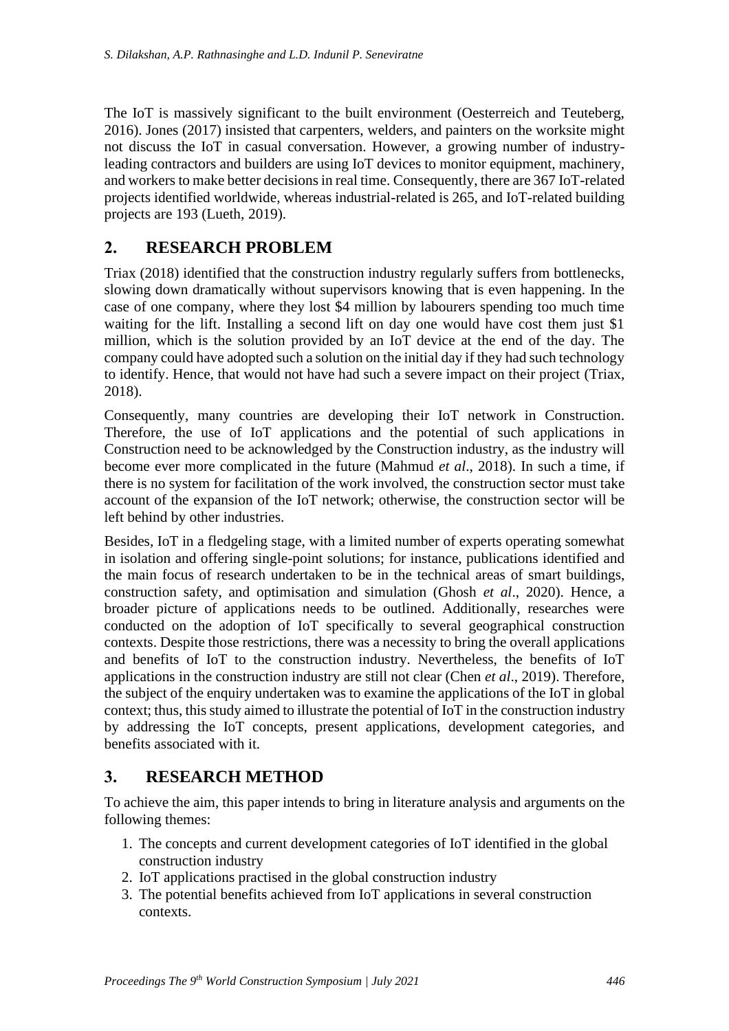The IoT is massively significant to the built environment (Oesterreich and Teuteberg, 2016). Jones (2017) insisted that carpenters, welders, and painters on the worksite might not discuss the IoT in casual conversation. However, a growing number of industry-leading contractors and builders are using IoT devices to monitor equipment, machinery, and workers to make better decisions in real time. Consequently, there are 367 IoT-related projects identified worldwide, whereas industrial-related is 265, and IoT-related building projects are 193 (Lueth, 2019).

## 2. RESEARCH PROBLEM

Triax (2018) identified that the construction industry regularly suffers from bottlenecks, slowing down dramatically without supervisors knowing that is even happening. In the case of one company, where they lost $4 million by labourers spending too much time waiting for the lift. Installing a second lift on day one would have cost them just $1 million, which is the solution provided by an IoT device at the end of the day. The company could have adopted such a solution on the initial day if they had such technology to identify. Hence, that would not have had such a severe impact on their project (Triax, 2018).

Consequently, many countries are developing their IoT network in Construction. Therefore, the use of IoT applications and the potential of such applications in Construction need to be acknowledged by the Construction industry, as the industry will become ever more complicated in the future (Mahmud *et al*., 2018). In such a time, if there is no system for facilitation of the work involved, the construction sector must take account of the expansion of the IoT network; otherwise, the construction sector will be left behind by other industries.

Besides, IoT in a fledgeling stage, with a limited number of experts operating somewhat in isolation and offering single-point solutions; for instance, publications identified and the main focus of research undertaken to be in the technical areas of smart buildings, construction safety, and optimisation and simulation (Ghosh *et al*., 2020). Hence, a broader picture of applications needs to be outlined. Additionally, researches were conducted on the adoption of IoT specifically to several geographical construction contexts. Despite those restrictions, there was a necessity to bring the overall applications and benefits of IoT to the construction industry. Nevertheless, the benefits of IoT applications in the construction industry are still not clear (Chen *et al*., 2019). Therefore, the subject of the enquiry undertaken was to examine the applications of the IoT in global context; thus, this study aimed to illustrate the potential of IoT in the construction industry by addressing the IoT concepts, present applications, development categories, and benefits associated with it.

## 3. RESEARCH METHOD

To achieve the aim, this paper intends to bring in literature analysis and arguments on the following themes:

1. The concepts and current development categories of IoT identified in the global construction industry
2. IoT applications practised in the global construction industry
3. The potential benefits achieved from IoT applications in several construction contexts.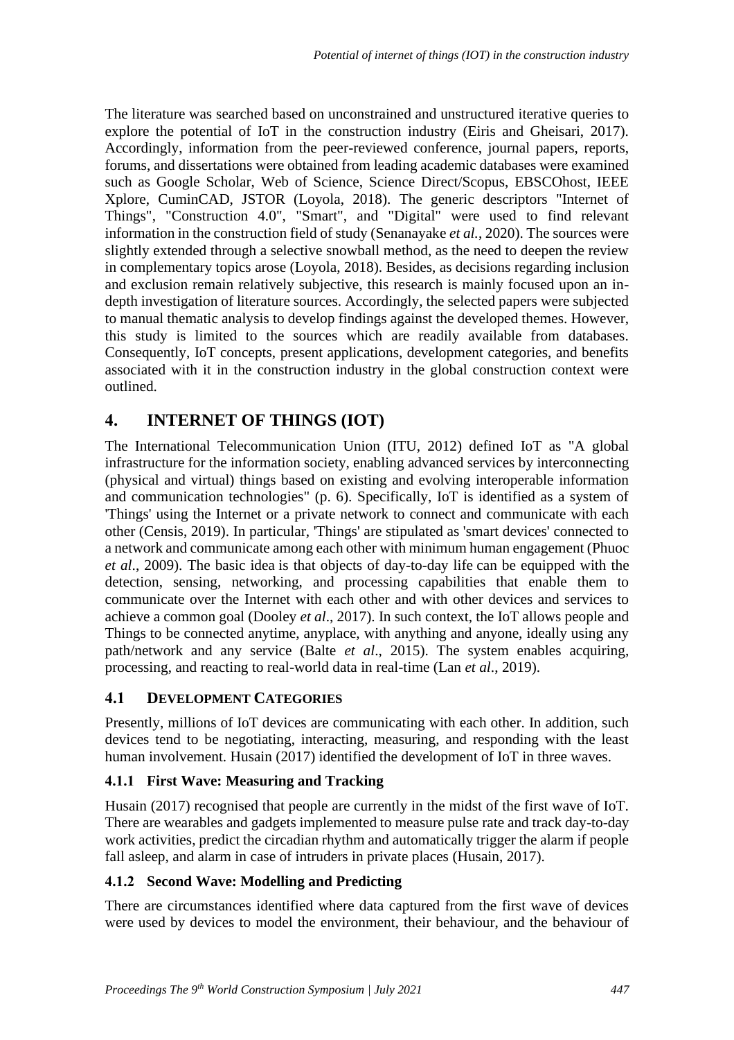The literature was searched based on unconstrained and unstructured iterative queries to explore the potential of IoT in the construction industry (Eiris and Gheisari, 2017). Accordingly, information from the peer-reviewed conference, journal papers, reports, forums, and dissertations were obtained from leading academic databases were examined such as Google Scholar, Web of Science, Science Direct/Scopus, EBSCOhost, IEEE Xplore, CuminCAD, JSTOR (Loyola, 2018). The generic descriptors "Internet of Things", "Construction 4.0", "Smart", and "Digital" were used to find relevant information in the construction field of study (Senanayake *et al.*, 2020). The sources were slightly extended through a selective snowball method, as the need to deepen the review in complementary topics arose (Loyola, 2018). Besides, as decisions regarding inclusion and exclusion remain relatively subjective, this research is mainly focused upon an in-depth investigation of literature sources. Accordingly, the selected papers were subjected to manual thematic analysis to develop findings against the developed themes. However, this study is limited to the sources which are readily available from databases. Consequently, IoT concepts, present applications, development categories, and benefits associated with it in the construction industry in the global construction context were outlined.

## 4. INTERNET OF THINGS (IOT)

The International Telecommunication Union (ITU, 2012) defined IoT as "A global infrastructure for the information society, enabling advanced services by interconnecting (physical and virtual) things based on existing and evolving interoperable information and communication technologies" (p. 6). Specifically, IoT is identified as a system of 'Things' using the Internet or a private network to connect and communicate with each other (Censis, 2019). In particular, 'Things' are stipulated as 'smart devices' connected to a network and communicate among each other with minimum human engagement (Phuoc *et al*., 2009). The basic idea is that objects of day-to-day life can be equipped with the detection, sensing, networking, and processing capabilities that enable them to communicate over the Internet with each other and with other devices and services to achieve a common goal (Dooley *et al*., 2017). In such context, the IoT allows people and Things to be connected anytime, anyplace, with anything and anyone, ideally using any path/network and any service (Balte *et al*., 2015). The system enables acquiring, processing, and reacting to real-world data in real-time (Lan *et al.*, 2019).

### 4.1 DEVELOPMENT CATEGORIES

Presently, millions of IoT devices are communicating with each other. In addition, such devices tend to be negotiating, interacting, measuring, and responding with the least human involvement. Husain (2017) identified the development of IoT in three waves.

#### 4.1.1 First Wave: Measuring and Tracking

Husain (2017) recognised that people are currently in the midst of the first wave of IoT. There are wearables and gadgets implemented to measure pulse rate and track day-to-day work activities, predict the circadian rhythm and automatically trigger the alarm if people fall asleep, and alarm in case of intruders in private places (Husain, 2017).

#### 4.1.2 Second Wave: Modelling and Predicting

There are circumstances identified where data captured from the first wave of devices were used by devices to model the environment, their behaviour, and the behaviour of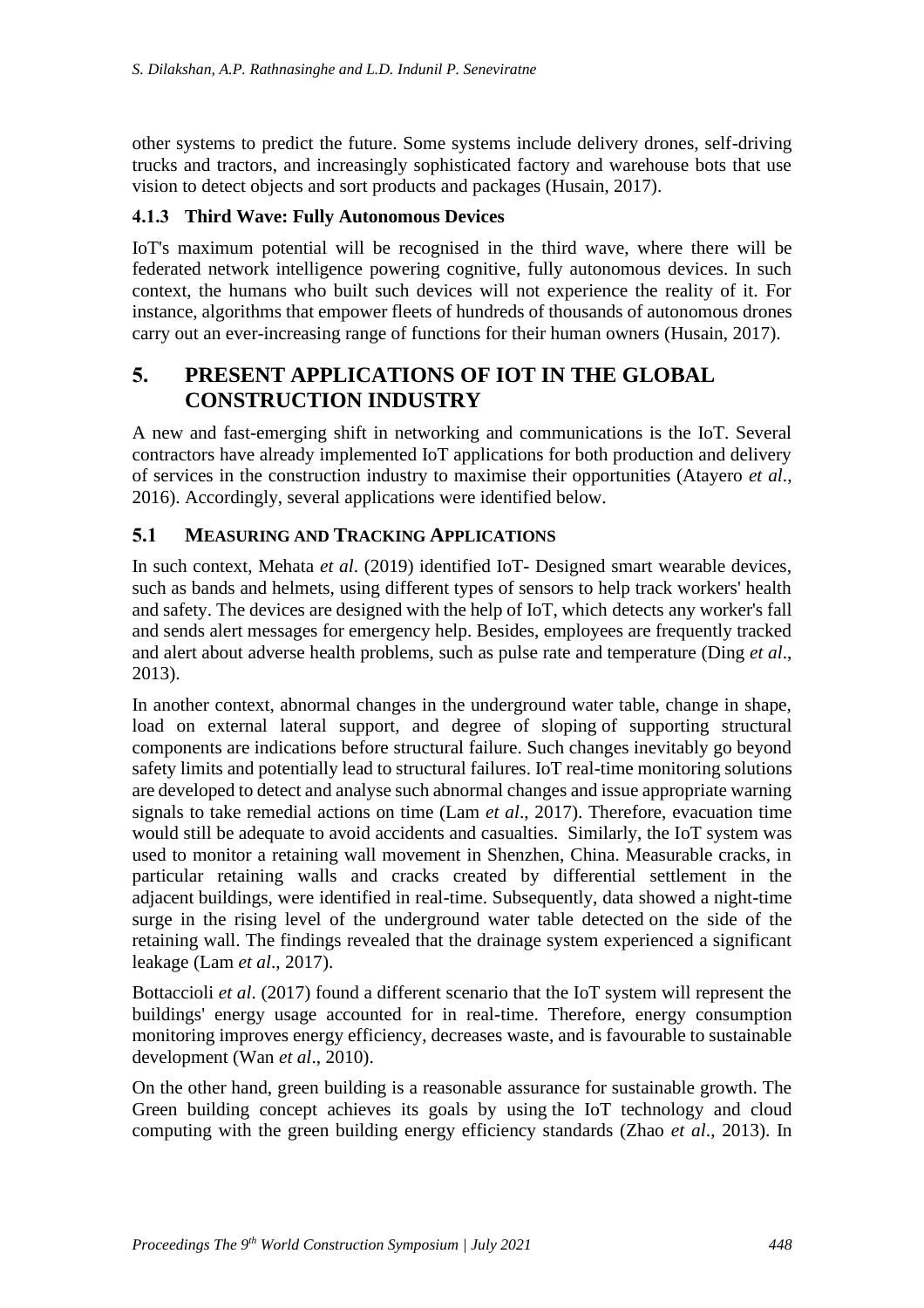other systems to predict the future. Some systems include delivery drones, self-driving trucks and tractors, and increasingly sophisticated factory and warehouse bots that use vision to detect objects and sort products and packages (Husain, 2017).

### 4.1.3 Third Wave: Fully Autonomous Devices

IoT's maximum potential will be recognised in the third wave, where there will be federated network intelligence powering cognitive, fully autonomous devices. In such context, the humans who built such devices will not experience the reality of it. For instance, algorithms that empower fleets of hundreds of thousands of autonomous drones carry out an ever-increasing range of functions for their human owners (Husain, 2017).

## 5. PRESENT APPLICATIONS OF IOT IN THE GLOBAL CONSTRUCTION INDUSTRY

A new and fast-emerging shift in networking and communications is the IoT. Several contractors have already implemented IoT applications for both production and delivery of services in the construction industry to maximise their opportunities (Atayero *et al*., 2016). Accordingly, several applications were identified below.

### 5.1 MEASURING AND TRACKING APPLICATIONS

In such context, Mehata *et al*. (2019) identified IoT- Designed smart wearable devices, such as bands and helmets, using different types of sensors to help track workers' health and safety. The devices are designed with the help of IoT, which detects any worker's fall and sends alert messages for emergency help. Besides, employees are frequently tracked and alert about adverse health problems, such as pulse rate and temperature (Ding *et al*., 2013).

In another context, abnormal changes in the underground water table, change in shape, load on external lateral support, and degree of sloping of supporting structural components are indications before structural failure. Such changes inevitably go beyond safety limits and potentially lead to structural failures. IoT real-time monitoring solutions are developed to detect and analyse such abnormal changes and issue appropriate warning signals to take remedial actions on time (Lam *et al*., 2017). Therefore, evacuation time would still be adequate to avoid accidents and casualties. Similarly, the IoT system was used to monitor a retaining wall movement in Shenzhen, China. Measurable cracks, in particular retaining walls and cracks created by differential settlement in the adjacent buildings, were identified in real-time. Subsequently, data showed a night-time surge in the rising level of the underground water table detected on the side of the retaining wall. The findings revealed that the drainage system experienced a significant leakage (Lam *et al*., 2017).

Bottaccioli *et al*. (2017) found a different scenario that the IoT system will represent the buildings' energy usage accounted for in real-time. Therefore, energy consumption monitoring improves energy efficiency, decreases waste, and is favourable to sustainable development (Wan *et al*., 2010).

On the other hand, green building is a reasonable assurance for sustainable growth. The Green building concept achieves its goals by using the IoT technology and cloud computing with the green building energy efficiency standards (Zhao *et al*., 2013). In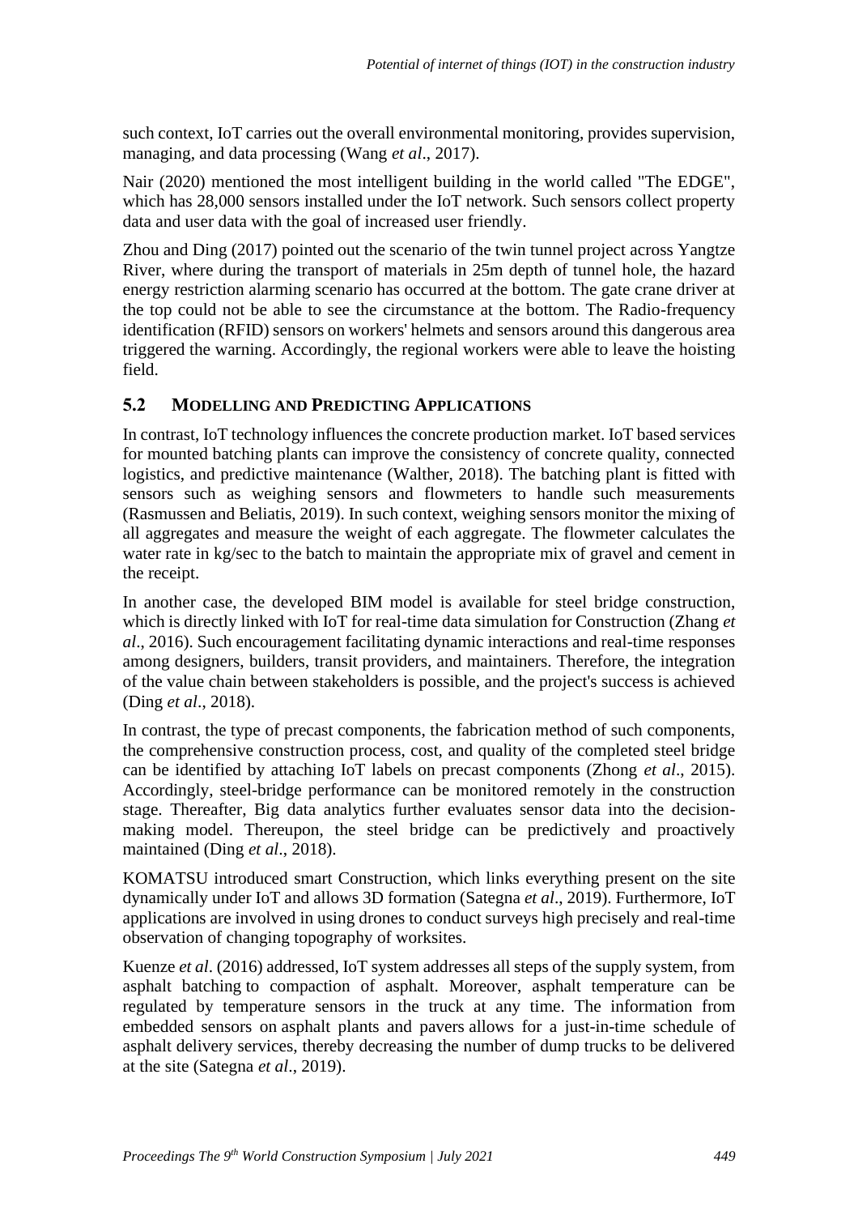such context, IoT carries out the overall environmental monitoring, provides supervision, managing, and data processing (Wang *et al*., 2017).

Nair (2020) mentioned the most intelligent building in the world called "The EDGE", which has 28,000 sensors installed under the IoT network. Such sensors collect property data and user data with the goal of increased user friendly.

Zhou and Ding (2017) pointed out the scenario of the twin tunnel project across Yangtze River, where during the transport of materials in 25m depth of tunnel hole, the hazard energy restriction alarming scenario has occurred at the bottom. The gate crane driver at the top could not be able to see the circumstance at the bottom. The Radio-frequency identification (RFID) sensors on workers' helmets and sensors around this dangerous area triggered the warning. Accordingly, the regional workers were able to leave the hoisting field.

### 5.2 MODELLING AND PREDICTING APPLICATIONS

In contrast, IoT technology influences the concrete production market. IoT based services for mounted batching plants can improve the consistency of concrete quality, connected logistics, and predictive maintenance (Walther, 2018). The batching plant is fitted with sensors such as weighing sensors and flowmeters to handle such measurements (Rasmussen and Beliatis, 2019). In such context, weighing sensors monitor the mixing of all aggregates and measure the weight of each aggregate. The flowmeter calculates the water rate in kg/sec to the batch to maintain the appropriate mix of gravel and cement in the receipt.

In another case, the developed BIM model is available for steel bridge construction, which is directly linked with IoT for real-time data simulation for Construction (Zhang *et al*., 2016). Such encouragement facilitating dynamic interactions and real-time responses among designers, builders, transit providers, and maintainers. Therefore, the integration of the value chain between stakeholders is possible, and the project's success is achieved (Ding *et al*., 2018).

In contrast, the type of precast components, the fabrication method of such components, the comprehensive construction process, cost, and quality of the completed steel bridge can be identified by attaching IoT labels on precast components (Zhong *et al*., 2015). Accordingly, steel-bridge performance can be monitored remotely in the construction stage. Thereafter, Big data analytics further evaluates sensor data into the decision-making model. Thereupon, the steel bridge can be predictively and proactively maintained (Ding *et al*., 2018).

KOMATSU introduced smart Construction, which links everything present on the site dynamically under IoT and allows 3D formation (Sategna *et al*., 2019). Furthermore, IoT applications are involved in using drones to conduct surveys high precisely and real-time observation of changing topography of worksites.

Kuenze *et al*. (2016) addressed, IoT system addresses all steps of the supply system, from asphalt batching to compaction of asphalt. Moreover, asphalt temperature can be regulated by temperature sensors in the truck at any time. The information from embedded sensors on asphalt plants and pavers allows for a just-in-time schedule of asphalt delivery services, thereby decreasing the number of dump trucks to be delivered at the site (Sategna *et al*., 2019).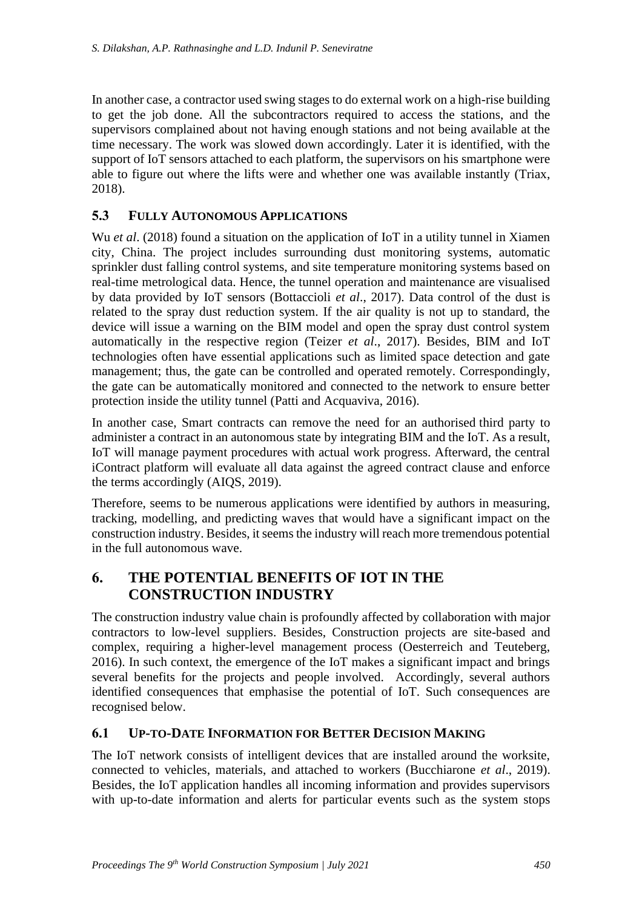In another case, a contractor used swing stages to do external work on a high-rise building to get the job done. All the subcontractors required to access the stations, and the supervisors complained about not having enough stations and not being available at the time necessary. The work was slowed down accordingly. Later it is identified, with the support of IoT sensors attached to each platform, the supervisors on his smartphone were able to figure out where the lifts were and whether one was available instantly (Triax, 2018).

### 5.3 FULLY AUTONOMOUS APPLICATIONS

Wu *et al*. (2018) found a situation on the application of IoT in a utility tunnel in Xiamen city, China. The project includes surrounding dust monitoring systems, automatic sprinkler dust falling control systems, and site temperature monitoring systems based on real-time metrological data. Hence, the tunnel operation and maintenance are visualised by data provided by IoT sensors (Bottaccioli *et al*., 2017). Data control of the dust is related to the spray dust reduction system. If the air quality is not up to standard, the device will issue a warning on the BIM model and open the spray dust control system automatically in the respective region (Teizer *et al*., 2017). Besides, BIM and IoT technologies often have essential applications such as limited space detection and gate management; thus, the gate can be controlled and operated remotely. Correspondingly, the gate can be automatically monitored and connected to the network to ensure better protection inside the utility tunnel (Patti and Acquaviva, 2016).

In another case, Smart contracts can remove the need for an authorised third party to administer a contract in an autonomous state by integrating BIM and the IoT. As a result, IoT will manage payment procedures with actual work progress. Afterward, the central iContract platform will evaluate all data against the agreed contract clause and enforce the terms accordingly (AIQS, 2019).

Therefore, seems to be numerous applications were identified by authors in measuring, tracking, modelling, and predicting waves that would have a significant impact on the construction industry. Besides, it seems the industry will reach more tremendous potential in the full autonomous wave.

## 6. THE POTENTIAL BENEFITS OF IOT IN THE CONSTRUCTION INDUSTRY

The construction industry value chain is profoundly affected by collaboration with major contractors to low-level suppliers. Besides, Construction projects are site-based and complex, requiring a higher-level management process (Oesterreich and Teuteberg, 2016). In such context, the emergence of the IoT makes a significant impact and brings several benefits for the projects and people involved. Accordingly, several authors identified consequences that emphasise the potential of IoT. Such consequences are recognised below.

### 6.1 UP-TO-DATE INFORMATION FOR BETTER DECISION MAKING

The IoT network consists of intelligent devices that are installed around the worksite, connected to vehicles, materials, and attached to workers (Bucchiarone *et al*., 2019). Besides, the IoT application handles all incoming information and provides supervisors with up-to-date information and alerts for particular events such as the system stops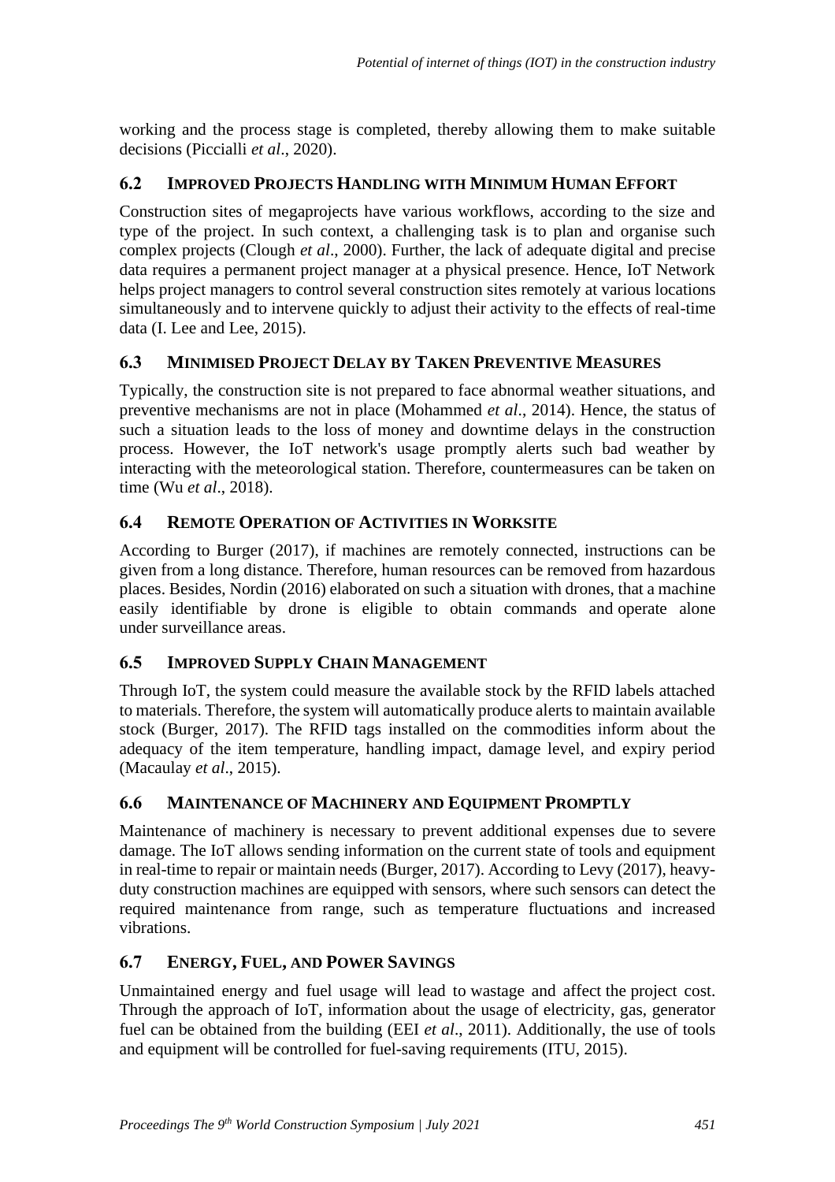working and the process stage is completed, thereby allowing them to make suitable decisions (Piccialli *et al*., 2020).

## 6.2 IMPROVED PROJECTS HANDLING WITH MINIMUM HUMAN EFFORT

Construction sites of megaprojects have various workflows, according to the size and type of the project. In such context, a challenging task is to plan and organise such complex projects (Clough *et al*., 2000). Further, the lack of adequate digital and precise data requires a permanent project manager at a physical presence. Hence, IoT Network helps project managers to control several construction sites remotely at various locations simultaneously and to intervene quickly to adjust their activity to the effects of real-time data (I. Lee and Lee, 2015).

## 6.3 MINIMISED PROJECT DELAY BY TAKEN PREVENTIVE MEASURES

Typically, the construction site is not prepared to face abnormal weather situations, and preventive mechanisms are not in place (Mohammed *et al*., 2014). Hence, the status of such a situation leads to the loss of money and downtime delays in the construction process. However, the IoT network's usage promptly alerts such bad weather by interacting with the meteorological station. Therefore, countermeasures can be taken on time (Wu *et al*., 2018).

## 6.4 REMOTE OPERATION OF ACTIVITIES IN WORKSITE

According to Burger (2017), if machines are remotely connected, instructions can be given from a long distance. Therefore, human resources can be removed from hazardous places. Besides, Nordin (2016) elaborated on such a situation with drones, that a machine easily identifiable by drone is eligible to obtain commands and operate alone under surveillance areas.

## 6.5 IMPROVED SUPPLY CHAIN MANAGEMENT

Through IoT, the system could measure the available stock by the RFID labels attached to materials. Therefore, the system will automatically produce alerts to maintain available stock (Burger, 2017). The RFID tags installed on the commodities inform about the adequacy of the item temperature, handling impact, damage level, and expiry period (Macaulay *et al*., 2015).

## 6.6 MAINTENANCE OF MACHINERY AND EQUIPMENT PROMPTLY

Maintenance of machinery is necessary to prevent additional expenses due to severe damage. The IoT allows sending information on the current state of tools and equipment in real-time to repair or maintain needs (Burger, 2017). According to Levy (2017), heavy-duty construction machines are equipped with sensors, where such sensors can detect the required maintenance from range, such as temperature fluctuations and increased vibrations.

## 6.7 ENERGY, FUEL, AND POWER SAVINGS

Unmaintained energy and fuel usage will lead to wastage and affect the project cost. Through the approach of IoT, information about the usage of electricity, gas, generator fuel can be obtained from the building (EEI *et al*., 2011). Additionally, the use of tools and equipment will be controlled for fuel-saving requirements (ITU, 2015).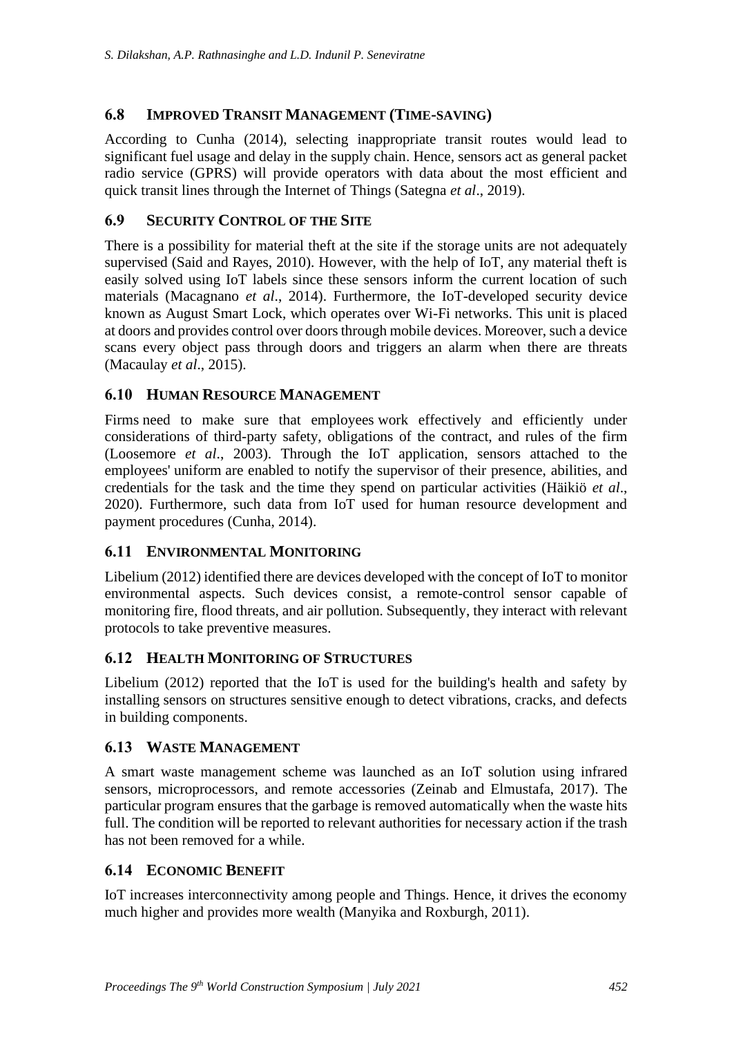## 6.8 IMPROVED TRANSIT MANAGEMENT (TIME-SAVING)

According to Cunha (2014), selecting inappropriate transit routes would lead to significant fuel usage and delay in the supply chain. Hence, sensors act as general packet radio service (GPRS) will provide operators with data about the most efficient and quick transit lines through the Internet of Things (Sategna *et al*., 2019).

## 6.9 SECURITY CONTROL OF THE SITE

There is a possibility for material theft at the site if the storage units are not adequately supervised (Said and Rayes, 2010). However, with the help of IoT, any material theft is easily solved using IoT labels since these sensors inform the current location of such materials (Macagnano *et al*., 2014). Furthermore, the IoT-developed security device known as August Smart Lock, which operates over Wi-Fi networks. This unit is placed at doors and provides control over doors through mobile devices. Moreover, such a device scans every object pass through doors and triggers an alarm when there are threats (Macaulay *et al*., 2015).

## 6.10 HUMAN RESOURCE MANAGEMENT

Firms need to make sure that employees work effectively and efficiently under considerations of third-party safety, obligations of the contract, and rules of the firm (Loosemore *et al*., 2003). Through the IoT application, sensors attached to the employees' uniform are enabled to notify the supervisor of their presence, abilities, and credentials for the task and the time they spend on particular activities (Häikiö *et al*., 2020). Furthermore, such data from IoT used for human resource development and payment procedures (Cunha, 2014).

## 6.11 ENVIRONMENTAL MONITORING

Libelium (2012) identified there are devices developed with the concept of IoT to monitor environmental aspects. Such devices consist, a remote-control sensor capable of monitoring fire, flood threats, and air pollution. Subsequently, they interact with relevant protocols to take preventive measures.

## 6.12 HEALTH MONITORING OF STRUCTURES

Libelium (2012) reported that the IoT is used for the building's health and safety by installing sensors on structures sensitive enough to detect vibrations, cracks, and defects in building components.

## 6.13 WASTE MANAGEMENT

A smart waste management scheme was launched as an IoT solution using infrared sensors, microprocessors, and remote accessories (Zeinab and Elmustafa, 2017). The particular program ensures that the garbage is removed automatically when the waste hits full. The condition will be reported to relevant authorities for necessary action if the trash has not been removed for a while.

## 6.14 ECONOMIC BENEFIT

IoT increases interconnectivity among people and Things. Hence, it drives the economy much higher and provides more wealth (Manyika and Roxburgh, 2011).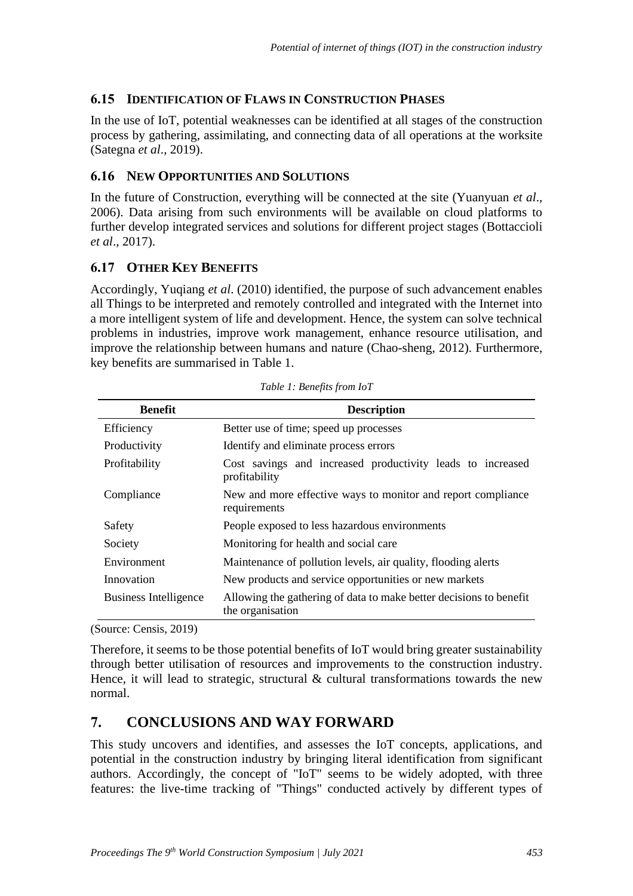### 6.15 IDENTIFICATION OF FLAWS IN CONSTRUCTION PHASES

In the use of IoT, potential weaknesses can be identified at all stages of the construction process by gathering, assimilating, and connecting data of all operations at the worksite (Sategna *et al*., 2019).

### 6.16 NEW OPPORTUNITIES AND SOLUTIONS

In the future of Construction, everything will be connected at the site (Yuanyuan *et al*., 2006). Data arising from such environments will be available on cloud platforms to further develop integrated services and solutions for different project stages (Bottaccioli *et al*., 2017).

### 6.17 OTHER KEY BENEFITS

Accordingly, Yuqiang *et al*. (2010) identified, the purpose of such advancement enables all Things to be interpreted and remotely controlled and integrated with the Internet into a more intelligent system of life and development. Hence, the system can solve technical problems in industries, improve work management, enhance resource utilisation, and improve the relationship between humans and nature (Chao-sheng, 2012). Furthermore, key benefits are summarised in Table 1.

*Table 1: Benefits from IoT*

| Benefit | Description |
|---|---|
| Efficiency | Better use of time; speed up processes |
| Productivity | Identify and eliminate process errors |
| Profitability | Cost savings and increased productivity leads to increased profitability |
| Compliance | New and more effective ways to monitor and report compliance requirements |
| Safety | People exposed to less hazardous environments |
| Society | Monitoring for health and social care |
| Environment | Maintenance of pollution levels, air quality, flooding alerts |
| Innovation | New products and service opportunities or new markets |
| Business Intelligence | Allowing the gathering of data to make better decisions to benefit the organisation |

(Source: Censis, 2019)

Therefore, it seems to be those potential benefits of IoT would bring greater sustainability through better utilisation of resources and improvements to the construction industry. Hence, it will lead to strategic, structural & cultural transformations towards the new normal.

## 7. CONCLUSIONS AND WAY FORWARD

This study uncovers and identifies, and assesses the IoT concepts, applications, and potential in the construction industry by bringing literal identification from significant authors. Accordingly, the concept of "IoT" seems to be widely adopted, with three features: the live-time tracking of "Things" conducted actively by different types of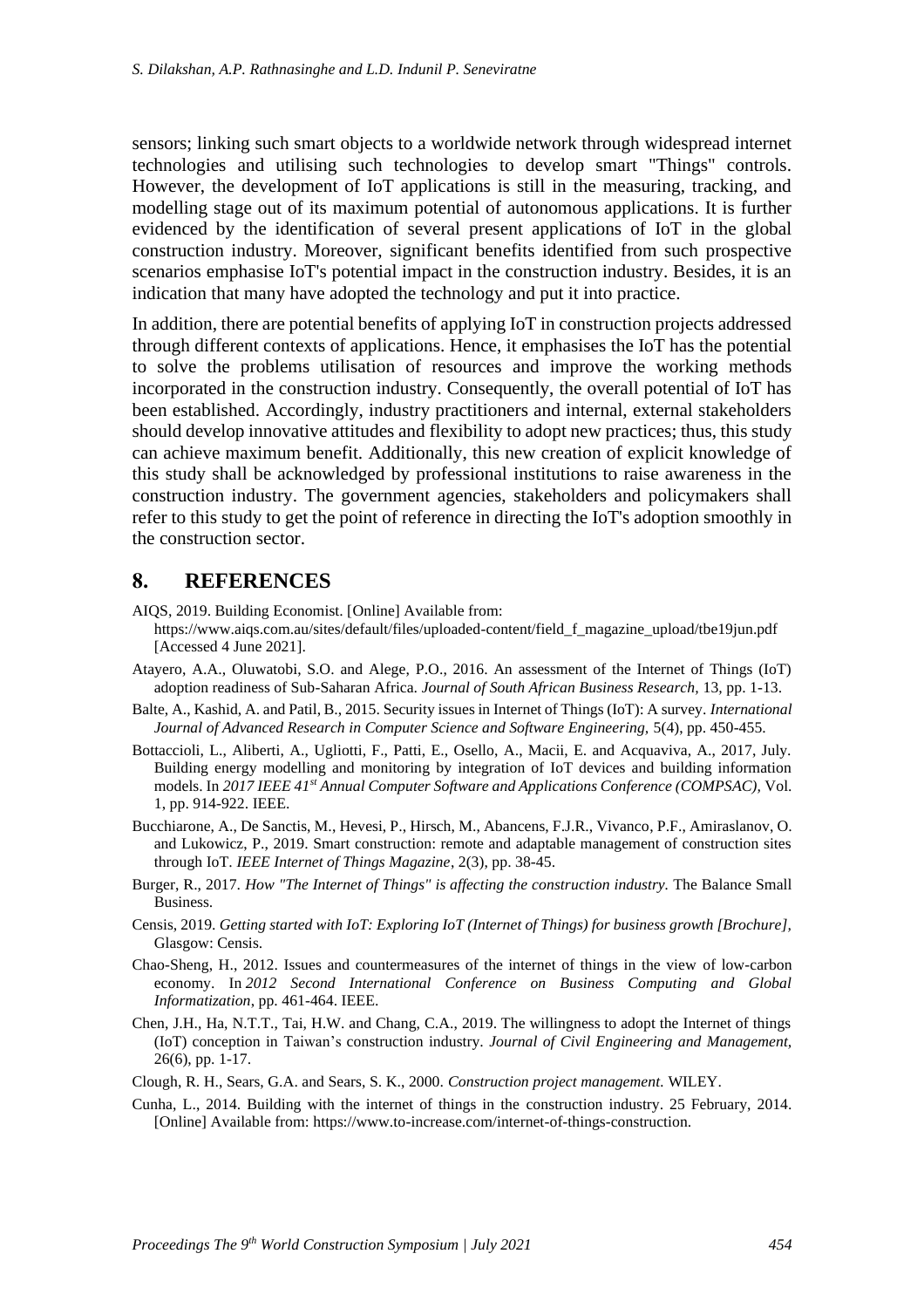sensors; linking such smart objects to a worldwide network through widespread internet technologies and utilising such technologies to develop smart "Things" controls. However, the development of IoT applications is still in the measuring, tracking, and modelling stage out of its maximum potential of autonomous applications. It is further evidenced by the identification of several present applications of IoT in the global construction industry. Moreover, significant benefits identified from such prospective scenarios emphasise IoT's potential impact in the construction industry. Besides, it is an indication that many have adopted the technology and put it into practice.

In addition, there are potential benefits of applying IoT in construction projects addressed through different contexts of applications. Hence, it emphasises the IoT has the potential to solve the problems utilisation of resources and improve the working methods incorporated in the construction industry. Consequently, the overall potential of IoT has been established. Accordingly, industry practitioners and internal, external stakeholders should develop innovative attitudes and flexibility to adopt new practices; thus, this study can achieve maximum benefit. Additionally, this new creation of explicit knowledge of this study shall be acknowledged by professional institutions to raise awareness in the construction industry. The government agencies, stakeholders and policymakers shall refer to this study to get the point of reference in directing the IoT's adoption smoothly in the construction sector.

## 8. REFERENCES

AIQS, 2019. Building Economist. [Online] Available from: https://www.aiqs.com.au/sites/default/files/uploaded-content/field_f_magazine_upload/tbe19jun.pdf [Accessed 4 June 2021].

Atayero, A.A., Oluwatobi, S.O. and Alege, P.O., 2016. An assessment of the Internet of Things (IoT) adoption readiness of Sub-Saharan Africa. *Journal of South African Business Research,* 13, pp. 1-13.

Balte, A., Kashid, A. and Patil, B., 2015. Security issues in Internet of Things (IoT): A survey. *International Journal of Advanced Research in Computer Science and Software Engineering,* 5(4), pp. 450-455.

Bottaccioli, L., Aliberti, A., Ugliotti, F., Patti, E., Osello, A., Macii, E. and Acquaviva, A., 2017, July. Building energy modelling and monitoring by integration of IoT devices and building information models. In *2017 IEEE 41st Annual Computer Software and Applications Conference (COMPSAC),* Vol. 1, pp. 914-922. IEEE.

Bucchiarone, A., De Sanctis, M., Hevesi, P., Hirsch, M., Abancens, F.J.R., Vivanco, P.F., Amiraslanov, O. and Lukowicz, P., 2019. Smart construction: remote and adaptable management of construction sites through IoT. *IEEE Internet of Things Magazine*, 2(3), pp. 38-45.

Burger, R., 2017. *How "The Internet of Things" is affecting the construction industry.* The Balance Small Business.

Censis, 2019. *Getting started with IoT: Exploring IoT (Internet of Things) for business growth [Brochure],* Glasgow: Censis.

Chao-Sheng, H., 2012. Issues and countermeasures of the internet of things in the view of low-carbon economy. In *2012 Second International Conference on Business Computing and Global Informatization*, pp. 461-464. IEEE.

Chen, J.H., Ha, N.T.T., Tai, H.W. and Chang, C.A., 2019. The willingness to adopt the Internet of things (IoT) conception in Taiwan's construction industry. *Journal of Civil Engineering and Management,* 26(6), pp. 1-17.

Clough, R. H., Sears, G.A. and Sears, S. K., 2000. *Construction project management.* WILEY.

Cunha, L., 2014. Building with the internet of things in the construction industry. 25 February, 2014. [Online] Available from: https://www.to-increase.com/internet-of-things-construction.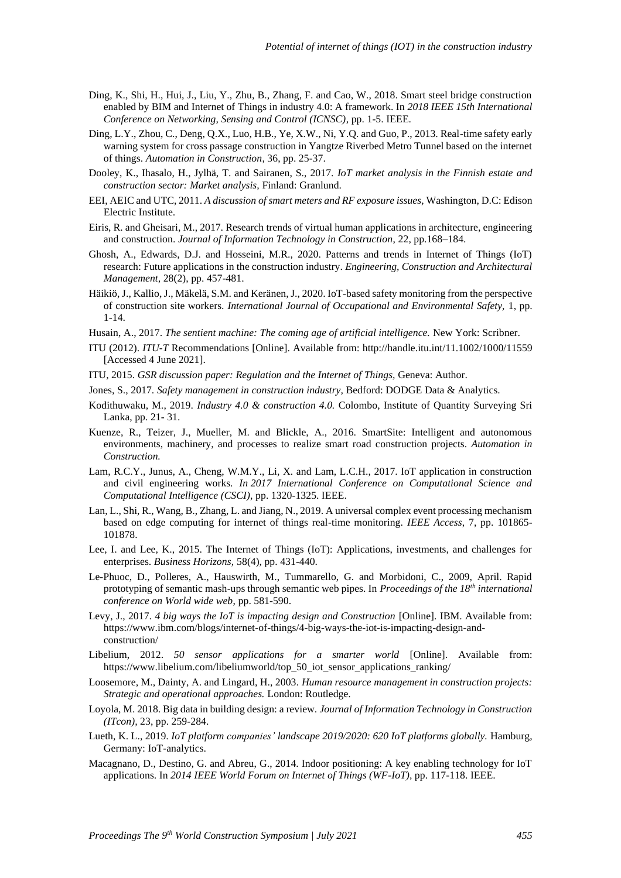Ding, K., Shi, H., Hui, J., Liu, Y., Zhu, B., Zhang, F. and Cao, W., 2018. Smart steel bridge construction enabled by BIM and Internet of Things in industry 4.0: A framework. In *2018 IEEE 15th International Conference on Networking, Sensing and Control (ICNSC)*, pp. 1-5. IEEE.

Ding, L.Y., Zhou, C., Deng, Q.X., Luo, H.B., Ye, X.W., Ni, Y.Q. and Guo, P., 2013. Real-time safety early warning system for cross passage construction in Yangtze Riverbed Metro Tunnel based on the internet of things. *Automation in Construction,* 36, pp. 25-37.

Dooley, K., Ihasalo, H., Jylhä, T. and Sairanen, S., 2017. *IoT market analysis in the Finnish estate and construction sector: Market analysis*, Finland: Granlund.

EEI, AEIC and UTC, 2011. *A discussion of smart meters and RF exposure issues*, Washington, D.C: Edison Electric Institute.

Eiris, R. and Gheisari, M., 2017. Research trends of virtual human applications in architecture, engineering and construction. *Journal of Information Technology in Construction*, 22, pp.168–184.

Ghosh, A., Edwards, D.J. and Hosseini, M.R., 2020. Patterns and trends in Internet of Things (IoT) research: Future applications in the construction industry. *Engineering, Construction and Architectural Management,* 28(2), pp. 457-481.

Häikiö, J., Kallio, J., Mäkelä, S.M. and Keränen, J., 2020. IoT-based safety monitoring from the perspective of construction site workers. *International Journal of Occupational and Environmental Safety*, 1, pp. 1-14.

Husain, A., 2017. *The sentient machine: The coming age of artificial intelligence.* New York: Scribner.

ITU (2012). *ITU-T* Recommendations [Online]. Available from: http://handle.itu.int/11.1002/1000/11559 [Accessed 4 June 2021].

ITU, 2015. *GSR discussion paper: Regulation and the Internet of Things,* Geneva: Author.

Jones, S., 2017. *Safety management in construction industry,* Bedford: DODGE Data & Analytics.

Kodithuwaku, M., 2019. *Industry 4.0 & construction 4.0.* Colombo, Institute of Quantity Surveying Sri Lanka, pp. 21- 31.

Kuenze, R., Teizer, J., Mueller, M. and Blickle, A., 2016. SmartSite: Intelligent and autonomous environments, machinery, and processes to realize smart road construction projects. *Automation in Construction.*

Lam, R.C.Y., Junus, A., Cheng, W.M.Y., Li, X. and Lam, L.C.H., 2017. IoT application in construction and civil engineering works. *In 2017 International Conference on Computational Science and Computational Intelligence (CSCI)*, pp. 1320-1325. IEEE.

Lan, L., Shi, R., Wang, B., Zhang, L. and Jiang, N., 2019. A universal complex event processing mechanism based on edge computing for internet of things real-time monitoring. *IEEE Access,* 7, pp. 101865-101878.

Lee, I. and Lee, K., 2015. The Internet of Things (IoT): Applications, investments, and challenges for enterprises. *Business Horizons,* 58(4), pp. 431-440.

Le-Phuoc, D., Polleres, A., Hauswirth, M., Tummarello, G. and Morbidoni, C., 2009, April. Rapid prototyping of semantic mash-ups through semantic web pipes. In *Proceedings of the 18th international conference on World wide web*, pp. 581-590.

Levy, J., 2017. *4 big ways the IoT is impacting design and Construction* [Online]. IBM. Available from: https://www.ibm.com/blogs/internet-of-things/4-big-ways-the-iot-is-impacting-design-and-construction/

Libelium, 2012. *50 sensor applications for a smarter world* [Online]. Available from: https://www.libelium.com/libeliumworld/top_50_iot_sensor_applications_ranking/

Loosemore, M., Dainty, A. and Lingard, H., 2003. *Human resource management in construction projects: Strategic and operational approaches.* London: Routledge.

Loyola, M. 2018. Big data in building design: a review. *Journal of Information Technology in Construction (ITcon),* 23, pp. 259-284.

Lueth, K. L., 2019. *IoT platform companies' landscape 2019/2020: 620 IoT platforms globally.* Hamburg, Germany: IoT-analytics.

Macagnano, D., Destino, G. and Abreu, G., 2014. Indoor positioning: A key enabling technology for IoT applications. In *2014 IEEE World Forum on Internet of Things (WF-IoT),* pp. 117-118. IEEE.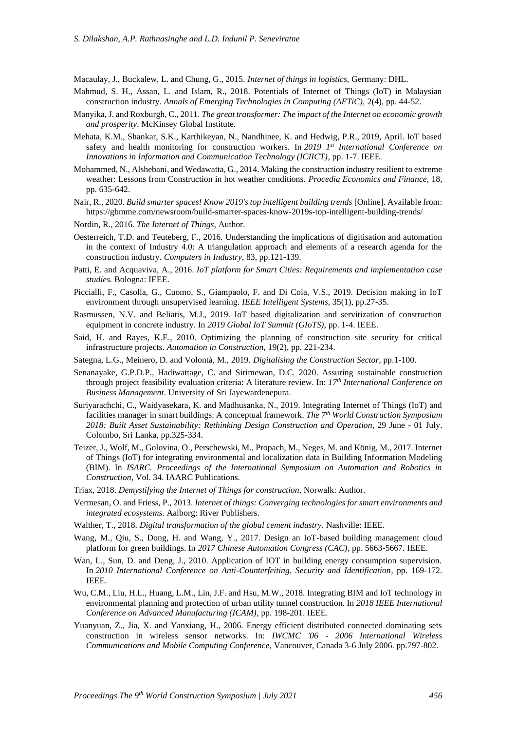Macaulay, J., Buckalew, L. and Chung, G., 2015. *Internet of things in logistics*, Germany: DHL.

Mahmud, S. H., Assan, L. and Islam, R., 2018. Potentials of Internet of Things (IoT) in Malaysian construction industry. *Annals of Emerging Technologies in Computing (AETiC)*, 2(4), pp. 44-52.

Manyika, J. and Roxburgh, C., 2011. *The great transformer: The impact of the Internet on economic growth and prosperity*. McKinsey Global Institute.

Mehata, K.M., Shankar, S.K., Karthikeyan, N., Nandhinee, K. and Hedwig, P.R., 2019, April. IoT based safety and health monitoring for construction workers. In *2019 1st International Conference on Innovations in Information and Communication Technology (ICIICT)*, pp. 1-7. IEEE.

Mohammed, N., Alshebani, and Wedawatta, G., 2014. Making the construction industry resilient to extreme weather: Lessons from Construction in hot weather conditions. *Procedia Economics and Finance,* 18, pp. 635-642.

Nair, R., 2020. *Build smarter spaces! Know 2019's top intelligent building trends* [Online]. Available from: https://gbmme.com/newsroom/build-smarter-spaces-know-2019s-top-intelligent-building-trends/

Nordin, R., 2016. *The Internet of Things,* Author.

Oesterreich, T.D. and Teuteberg, F., 2016. Understanding the implications of digitisation and automation in the context of Industry 4.0: A triangulation approach and elements of a research agenda for the construction industry. *Computers in Industry*, 83, pp.121-139.

Patti, E. and Acquaviva, A., 2016. *IoT platform for Smart Cities: Requirements and implementation case studies.* Bologna: IEEE.

Piccialli, F., Casolla, G., Cuomo, S., Giampaolo, F. and Di Cola, V.S., 2019. Decision making in IoT environment through unsupervised learning. *IEEE Intelligent Systems,* 35(1), pp.27-35.

Rasmussen, N.V. and Beliatis, M.J., 2019. IoT based digitalization and servitization of construction equipment in concrete industry. In *2019 Global IoT Summit (GIoTS)*, pp. 1-4. IEEE.

Said, H. and Rayes, K.E., 2010. Optimizing the planning of construction site security for critical infrastructure projects. *Automation in Construction,* 19(2), pp. 221-234.

Sategna, L.G., Meinero, D. and Volontà, M., 2019. *Digitalising the Construction Sector,* pp.1-100.

Senanayake, G.P.D.P., Hadiwattage, C. and Sirimewan, D.C. 2020. Assuring sustainable construction through project feasibility evaluation criteria: A literature review. In: *17th International Conference on Business Management*. University of Sri Jayewardenepura.

Suriyarachchi, C., Waidyasekara, K. and Madhusanka, N., 2019. Integrating Internet of Things (IoT) and facilities manager in smart buildings: A conceptual framework. *The 7th World Construction Symposium 2018: Built Asset Sustainability: Rethinking Design Construction and Operation,* 29 June - 01 July. Colombo, Sri Lanka, pp.325-334.

Teizer, J., Wolf, M., Golovina, O., Perschewski, M., Propach, M., Neges, M. and König, M., 2017. Internet of Things (IoT) for integrating environmental and localization data in Building Information Modeling (BIM). In *ISARC. Proceedings of the International Symposium on Automation and Robotics in Construction,* Vol. 34. IAARC Publications.

Triax, 2018. *Demystifying the Internet of Things for construction*, Norwalk: Author.

Vermesan, O. and Friess, P., 2013. *Internet of things: Converging technologies for smart environments and integrated ecosystems.* Aalborg: River Publishers.

Walther, T., 2018. *Digital transformation of the global cement industry.* Nashville: IEEE.

Wang, M., Qiu, S., Dong, H. and Wang, Y., 2017. Design an IoT-based building management cloud platform for green buildings. In *2017 Chinese Automation Congress (CAC)*, pp. 5663-5667. IEEE.

Wan, L., Sun, D. and Deng, J., 2010. Application of IOT in building energy consumption supervision. In *2010 International Conference on Anti-Counterfeiting, Security and Identification*, pp. 169-172. IEEE.

Wu, C.M., Liu, H.L., Huang, L.M., Lin, J.F. and Hsu, M.W., 2018. Integrating BIM and IoT technology in environmental planning and protection of urban utility tunnel construction. In *2018 IEEE International Conference on Advanced Manufacturing (ICAM)*, pp. 198-201. IEEE.

Yuanyuan, Z., Jia, X. and Yanxiang, H., 2006. Energy efficient distributed connected dominating sets construction in wireless sensor networks. In: *IWCMC '06 - 2006 International Wireless Communications and Mobile Computing Conference,* Vancouver, Canada 3-6 July 2006. pp.797-802.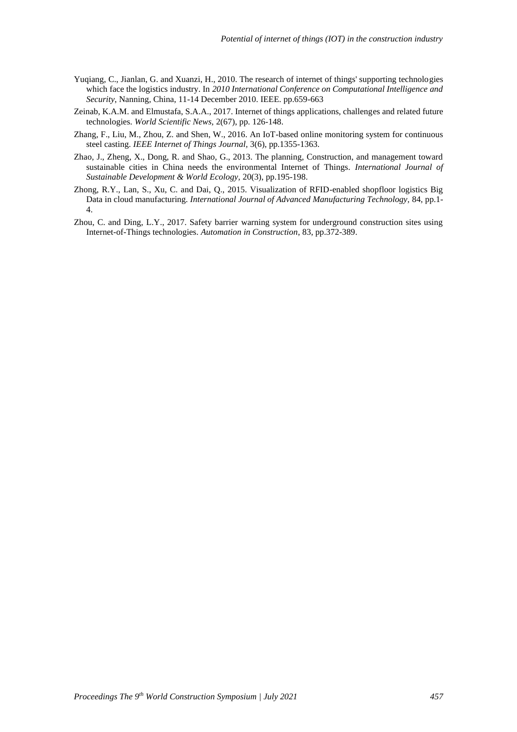Yuqiang, C., Jianlan, G. and Xuanzi, H., 2010. The research of internet of things' supporting technologies which face the logistics industry. In *2010 International Conference on Computational Intelligence and Security*, Nanning, China, 11-14 December 2010. IEEE. pp.659-663

Zeinab, K.A.M. and Elmustafa, S.A.A., 2017. Internet of things applications, challenges and related future technologies. *World Scientific News*, 2(67), pp. 126-148.

Zhang, F., Liu, M., Zhou, Z. and Shen, W., 2016. An IoT-based online monitoring system for continuous steel casting. *IEEE Internet of Things Journal*, 3(6), pp.1355-1363.

Zhao, J., Zheng, X., Dong, R. and Shao, G., 2013. The planning, Construction, and management toward sustainable cities in China needs the environmental Internet of Things. *International Journal of Sustainable Development & World Ecology*, 20(3), pp.195-198.

Zhong, R.Y., Lan, S., Xu, C. and Dai, Q., 2015. Visualization of RFID-enabled shopfloor logistics Big Data in cloud manufacturing. *International Journal of Advanced Manufacturing Technology*, 84, pp.1-4.

Zhou, C. and Ding, L.Y., 2017. Safety barrier warning system for underground construction sites using Internet-of-Things technologies. *Automation in Construction*, 83, pp.372-389.